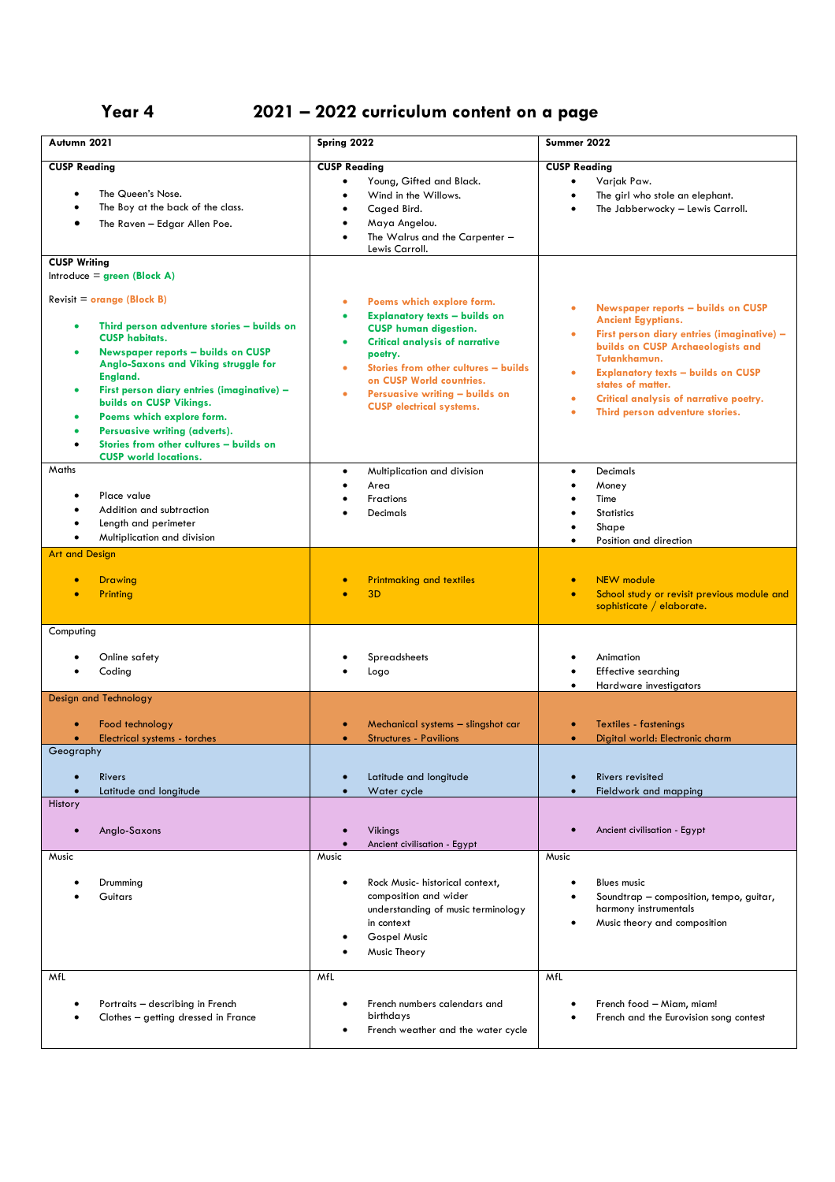# Year 4 — 2021 – 2022 curriculum content on a page

| Autumn 2021 | Spring 2022 | Summer 2022 |
|---|---|---|
| **CUSP Reading**<br>• The Queen's Nose.<br>• The Boy at the back of the class.<br>• The Raven – Edgar Allen Poe. | **CUSP Reading**<br>• Young, Gifted and Black.<br>• Wind in the Willows.<br>• Caged Bird.<br>• Maya Angelou.<br>• The Walrus and the Carpenter – Lewis Carroll. | **CUSP Reading**<br>• Varjak Paw.<br>• The girl who stole an elephant.<br>• The Jabberwocky – Lewis Carroll. |
| **CUSP Writing**<br>Introduce = **green (Block A)**<br>Revisit = **orange (Block B)**<br>• **Third person adventure stories – builds on CUSP habitats.**<br>• **Newspaper reports – builds on CUSP Anglo-Saxons and Viking struggle for England.**<br>• **First person diary entries (imaginative) – builds on CUSP Vikings.**<br>• **Poems which explore form.**<br>• **Persuasive writing (adverts).**<br>• **Stories from other cultures – builds on CUSP world locations.** | • **Poems which explore form.**<br>• **Explanatory texts – builds on CUSP human digestion.**<br>• **Critical analysis of narrative poetry.**<br>• **Stories from other cultures – builds on CUSP World countries.**<br>• **Persuasive writing – builds on CUSP electrical systems.** | • **Newspaper reports – builds on CUSP Ancient Egyptians.**<br>• **First person diary entries (imaginative) – builds on CUSP Archaeologists and Tutankhamun.**<br>• **Explanatory texts – builds on CUSP states of matter.**<br>• **Critical analysis of narrative poetry.**<br>• **Third person adventure stories.** |
| Maths<br>• Place value<br>• Addition and subtraction<br>• Length and perimeter<br>• Multiplication and division | • Multiplication and division<br>• Area<br>• Fractions<br>• Decimals | • Decimals<br>• Money<br>• Time<br>• Statistics<br>• Shape<br>• Position and direction |
| Art and Design<br>• Drawing<br>• Printing | • Printmaking and textiles<br>• 3D | • NEW module<br>• School study or revisit previous module and sophisticate / elaborate. |
| Computing<br>• Online safety<br>• Coding | • Spreadsheets<br>• Logo | • Animation<br>• Effective searching<br>• Hardware investigators |
| Design and Technology<br>• Food technology<br>• Electrical systems - torches | • Mechanical systems – slingshot car<br>• Structures - Pavilions | • Textiles - fastenings<br>• Digital world: Electronic charm |
| Geography<br>• Rivers<br>• Latitude and longitude | • Latitude and longitude<br>• Water cycle | • Rivers revisited<br>• Fieldwork and mapping |
| History<br>• Anglo-Saxons | • Vikings<br>• Ancient civilisation - Egypt | • Ancient civilisation - Egypt |
| Music<br>• Drumming<br>• Guitars | Music<br>• Rock Music- historical context, composition and wider understanding of music terminology in context<br>• Gospel Music<br>• Music Theory | Music<br>• Blues music<br>• Soundtrap – composition, tempo, guitar, harmony instrumentals<br>• Music theory and composition |
| MfL<br>• Portraits – describing in French<br>• Clothes – getting dressed in France | MfL<br>• French numbers calendars and birthdays<br>• French weather and the water cycle | MfL<br>• French food – Miam, miam!<br>• French and the Eurovision song contest |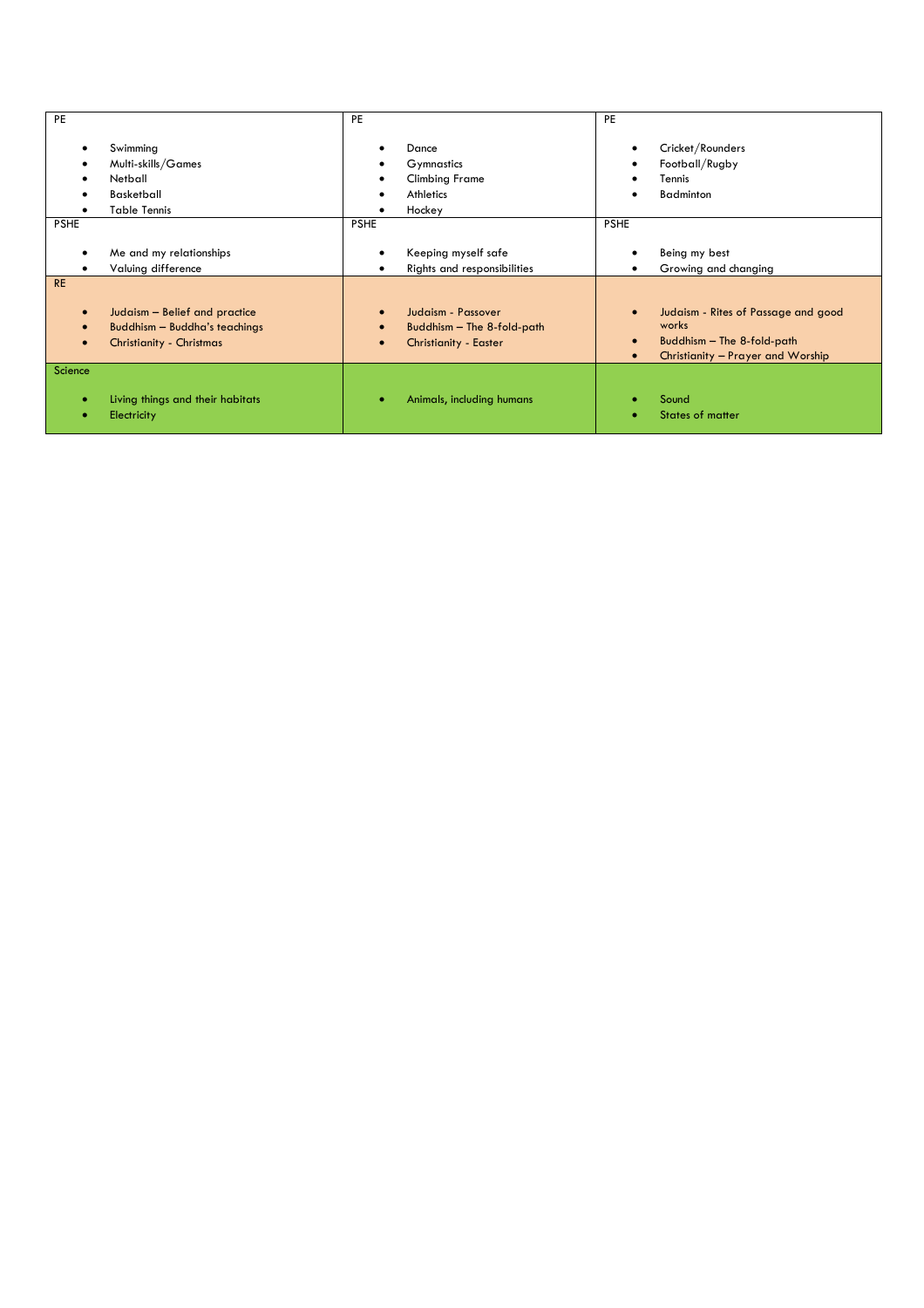| | | |
|---|---|---|
| PE<br><br>• Swimming<br>• Multi-skills/Games<br>• Netball<br>• Basketball<br>• Table Tennis | PE<br><br>• Dance<br>• Gymnastics<br>• Climbing Frame<br>• Athletics<br>• Hockey | PE<br><br>• Cricket/Rounders<br>• Football/Rugby<br>• Tennis<br>• Badminton |
| PSHE<br><br>• Me and my relationships<br>• Valuing difference | PSHE<br><br>• Keeping myself safe<br>• Rights and responsibilities | PSHE<br><br>• Being my best<br>• Growing and changing |
| RE<br><br>• Judaism – Belief and practice<br>• Buddhism – Buddha's teachings<br>• Christianity - Christmas | • Judaism - Passover<br>• Buddhism – The 8-fold-path<br>• Christianity - Easter | • Judaism - Rites of Passage and good works<br>• Buddhism – The 8-fold-path<br>• Christianity – Prayer and Worship |
| Science<br><br>• Living things and their habitats<br>• Electricity | • Animals, including humans | • Sound<br>• States of matter |